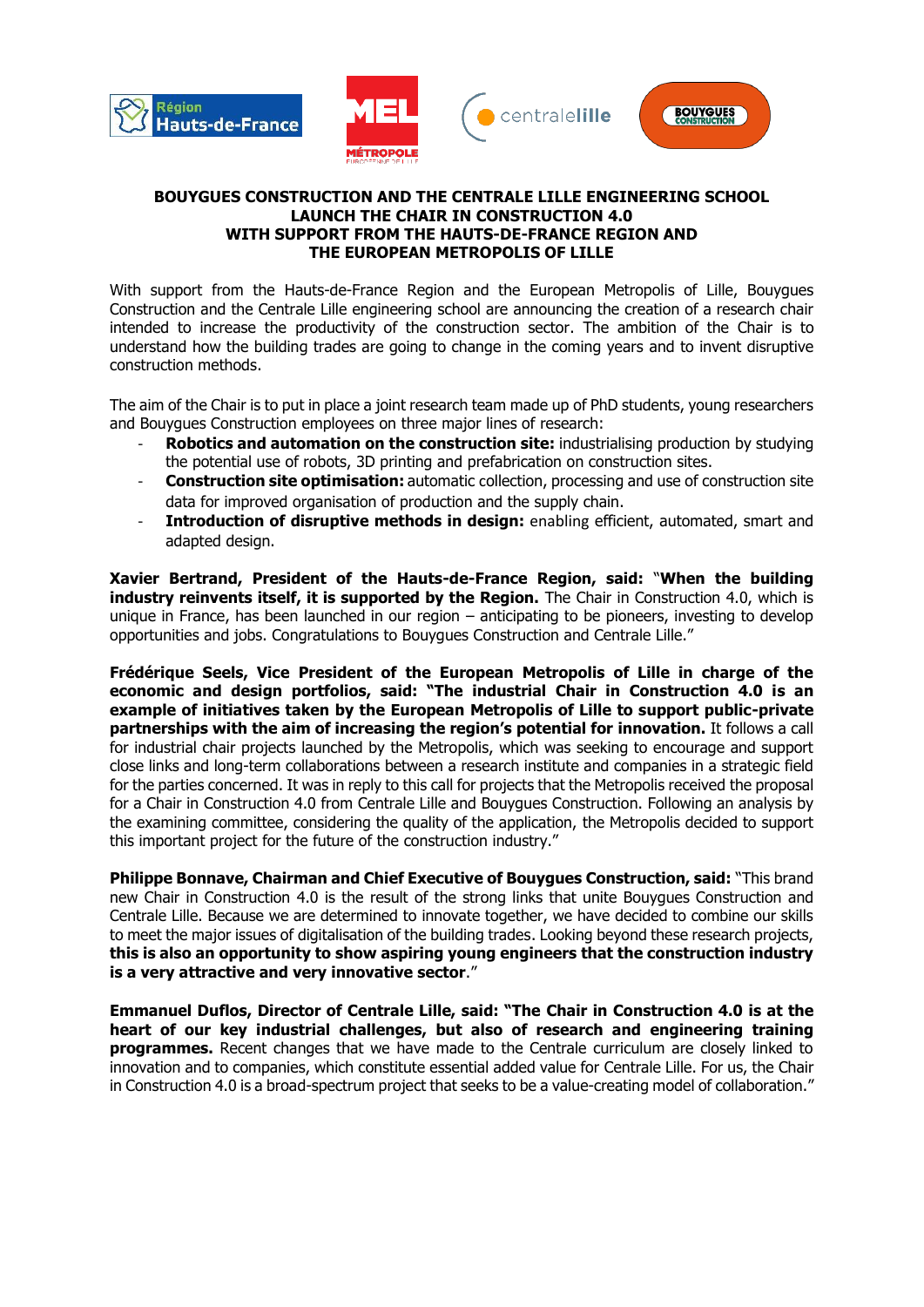# BOUYGUES CONSTRUCTION AND THE CENTRALE LILLE ENGINEERING SCHOOL LAUNCH THE CHAIR IN CONSTRUCTION 4.0 WITH SUPPORT FROM THE HAUTS-DE-FRANCE REGION AND THE EUROPEAN METROPOLIS OF LILLE

With support from the Hauts-de-France Region and the European Metropolis of Lille, Bouygues Construction and the Centrale Lille engineering school are announcing the creation of a research chair intended to increase the productivity of the construction sector. The ambition of the Chair is to understand how the building trades are going to change in the coming years and to invent disruptive construction methods.

The aim of the Chair is to put in place a joint research team made up of PhD students, young researchers and Bouygues Construction employees on three major lines of research:

- **Robotics and automation on the construction site:** industrialising production by studying the potential use of robots, 3D printing and prefabrication on construction sites.
- **Construction site optimisation:** automatic collection, processing and use of construction site data for improved organisation of production and the supply chain.
- **Introduction of disruptive methods in design:** enabling efficient, automated, smart and adapted design.

**Xavier Bertrand, President of the Hauts-de-France Region, said:** "**When the building industry reinvents itself, it is supported by the Region.** The Chair in Construction 4.0, which is unique in France, has been launched in our region – anticipating to be pioneers, investing to develop opportunities and jobs. Congratulations to Bouygues Construction and Centrale Lille."

**Frédérique Seels, Vice President of the European Metropolis of Lille in charge of the economic and design portfolios, said: "The industrial Chair in Construction 4.0 is an example of initiatives taken by the European Metropolis of Lille to support public-private partnerships with the aim of increasing the region's potential for innovation.** It follows a call for industrial chair projects launched by the Metropolis, which was seeking to encourage and support close links and long-term collaborations between a research institute and companies in a strategic field for the parties concerned. It was in reply to this call for projects that the Metropolis received the proposal for a Chair in Construction 4.0 from Centrale Lille and Bouygues Construction. Following an analysis by the examining committee, considering the quality of the application, the Metropolis decided to support this important project for the future of the construction industry."

**Philippe Bonnave, Chairman and Chief Executive of Bouygues Construction, said:** "This brand new Chair in Construction 4.0 is the result of the strong links that unite Bouygues Construction and Centrale Lille. Because we are determined to innovate together, we have decided to combine our skills to meet the major issues of digitalisation of the building trades. Looking beyond these research projects, **this is also an opportunity to show aspiring young engineers that the construction industry is a very attractive and very innovative sector**."

**Emmanuel Duflos, Director of Centrale Lille, said: "The Chair in Construction 4.0 is at the heart of our key industrial challenges, but also of research and engineering training programmes.** Recent changes that we have made to the Centrale curriculum are closely linked to innovation and to companies, which constitute essential added value for Centrale Lille. For us, the Chair in Construction 4.0 is a broad-spectrum project that seeks to be a value-creating model of collaboration."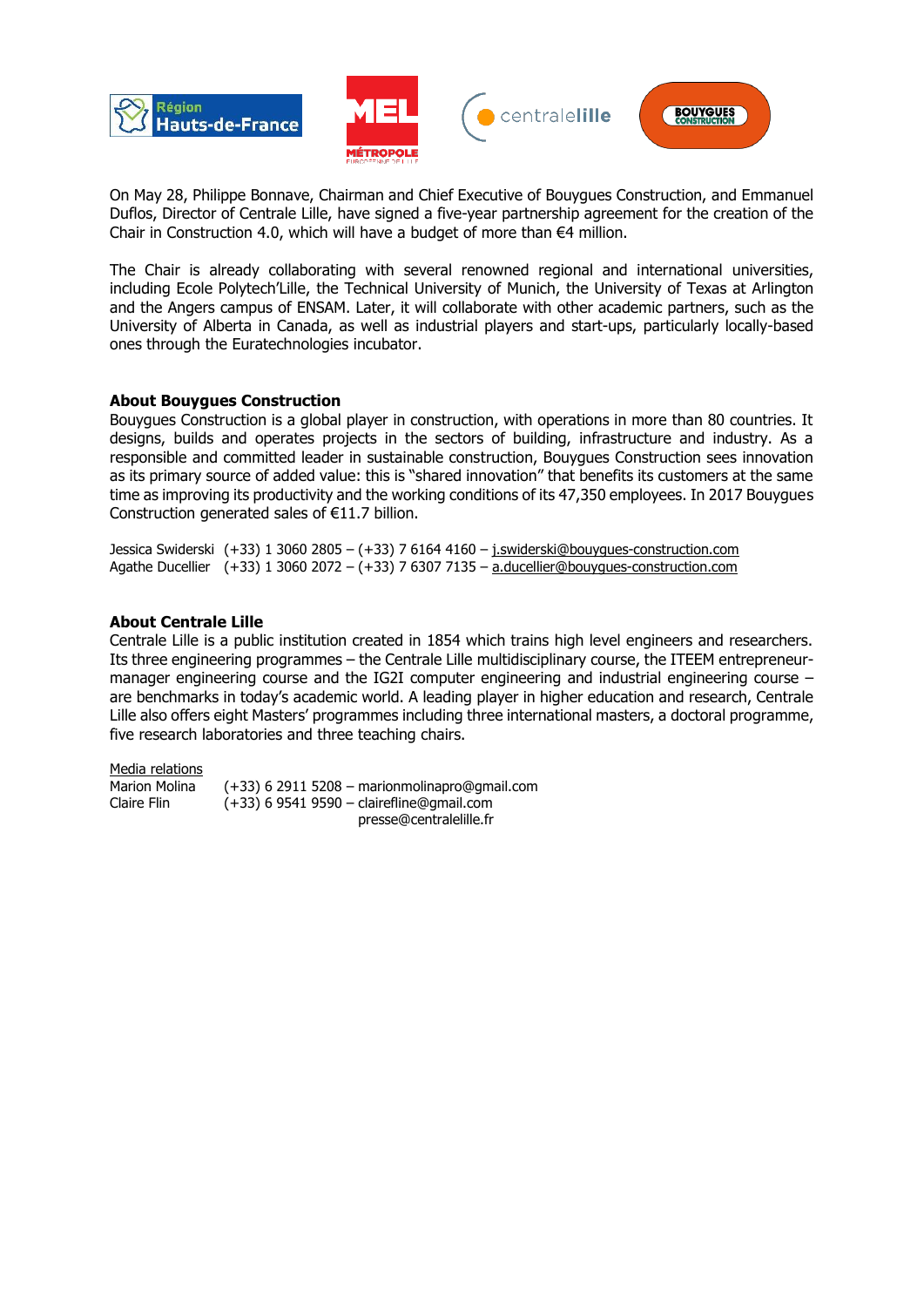On May 28, Philippe Bonnave, Chairman and Chief Executive of Bouygues Construction, and Emmanuel Duflos, Director of Centrale Lille, have signed a five-year partnership agreement for the creation of the Chair in Construction 4.0, which will have a budget of more than €4 million.

The Chair is already collaborating with several renowned regional and international universities, including Ecole Polytech'Lille, the Technical University of Munich, the University of Texas at Arlington and the Angers campus of ENSAM. Later, it will collaborate with other academic partners, such as the University of Alberta in Canada, as well as industrial players and start-ups, particularly locally-based ones through the Euratechnologies incubator.

**About Bouygues Construction**

Bouygues Construction is a global player in construction, with operations in more than 80 countries. It designs, builds and operates projects in the sectors of building, infrastructure and industry. As a responsible and committed leader in sustainable construction, Bouygues Construction sees innovation as its primary source of added value: this is "shared innovation" that benefits its customers at the same time as improving its productivity and the working conditions of its 47,350 employees. In 2017 Bouygues Construction generated sales of €11.7 billion.

Jessica Swiderski (+33) 1 3060 2805 – (+33) 7 6164 4160 – j.swiderski@bouygues-construction.com
Agathe Ducellier (+33) 1 3060 2072 – (+33) 7 6307 7135 – a.ducellier@bouygues-construction.com

**About Centrale Lille**

Centrale Lille is a public institution created in 1854 which trains high level engineers and researchers. Its three engineering programmes – the Centrale Lille multidisciplinary course, the ITEEM entrepreneur-manager engineering course and the IG2I computer engineering and industrial engineering course – are benchmarks in today's academic world. A leading player in higher education and research, Centrale Lille also offers eight Masters' programmes including three international masters, a doctoral programme, five research laboratories and three teaching chairs.

Media relations
Marion Molina (+33) 6 2911 5208 – marionmolinapro@gmail.com
Claire Flin (+33) 6 9541 9590 – clairefline@gmail.com
presse@centralelille.fr